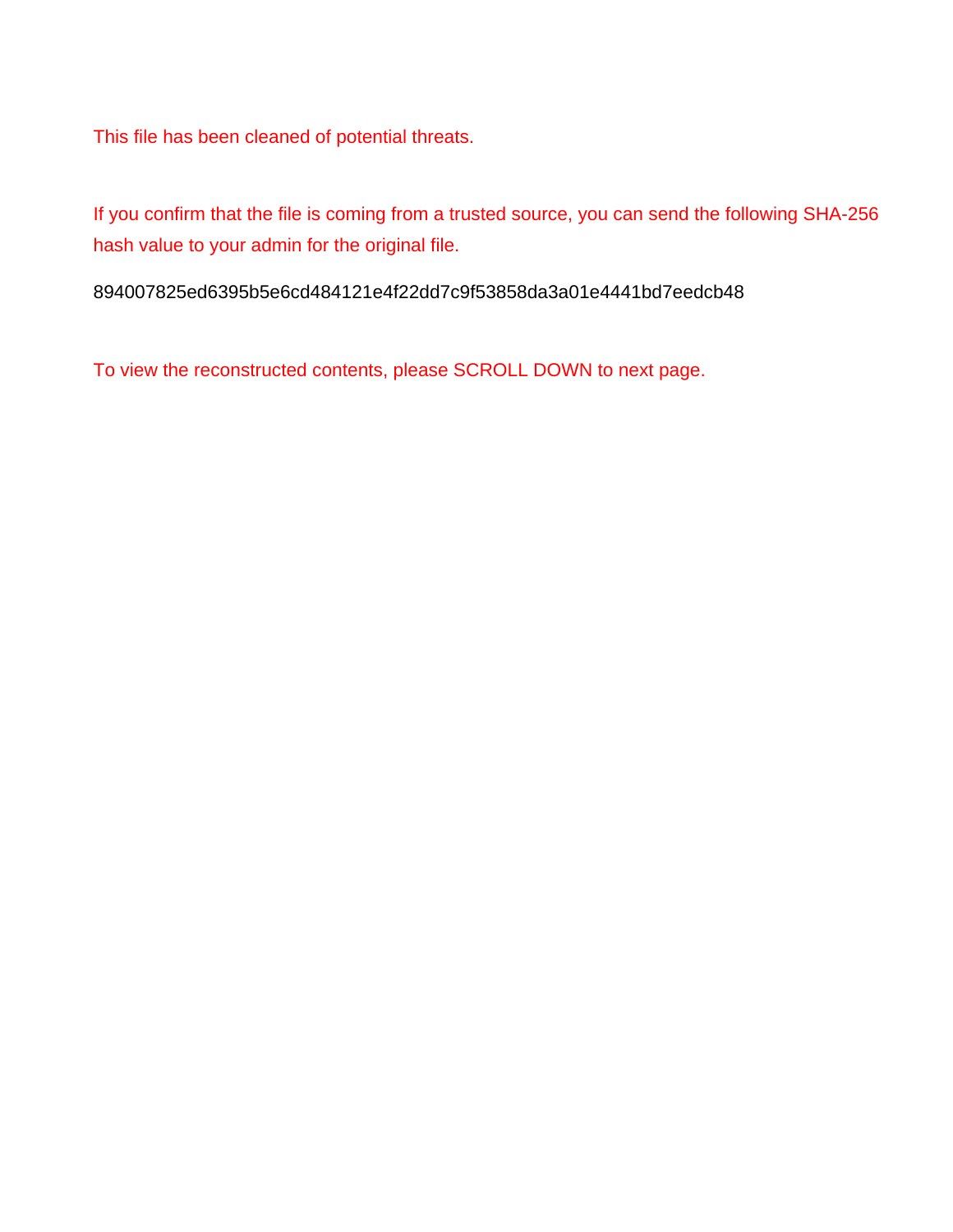This file has been cleaned of potential threats.

If you confirm that the file is coming from a trusted source, you can send the following SHA-256 hash value to your admin for the original file.

894007825ed6395b5e6cd484121e4f22dd7c9f53858da3a01e4441bd7eedcb48

To view the reconstructed contents, please SCROLL DOWN to next page.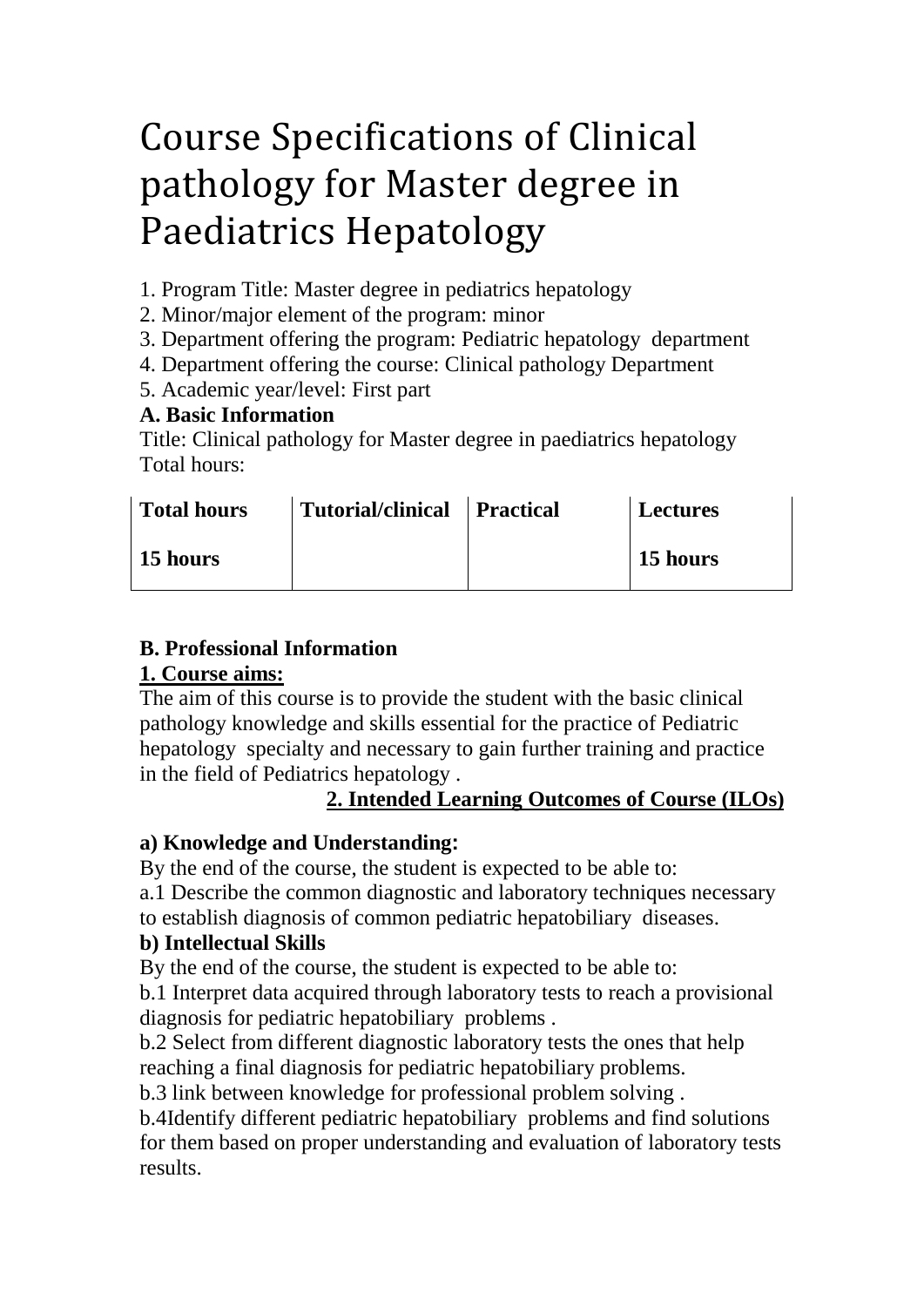# Course Specifications of Clinical pathology for Master degree in Paediatrics Hepatology

1. Program Title: Master degree in pediatrics hepatology
2. Minor/major element of the program: minor
3. Department offering the program: Pediatric hepatology department
4. Department offering the course: Clinical pathology Department
5. Academic year/level: First part

**A. Basic Information**

Title: Clinical pathology for Master degree in paediatrics hepatology
Total hours:

| Total hours | Tutorial/clinical | Practical | Lectures |
|---|---|---|---|
| 15 hours | | | 15 hours |

**B. Professional Information**

**1. Course aims:**

The aim of this course is to provide the student with the basic clinical pathology knowledge and skills essential for the practice of Pediatric hepatology specialty and necessary to gain further training and practice in the field of Pediatrics hepatology .

**2. Intended Learning Outcomes of Course (ILOs)**

**a) Knowledge and Understanding:**

By the end of the course, the student is expected to be able to:

a.1 Describe the common diagnostic and laboratory techniques necessary to establish diagnosis of common pediatric hepatobiliary diseases.

**b) Intellectual Skills**

By the end of the course, the student is expected to be able to:

b.1 Interpret data acquired through laboratory tests to reach a provisional diagnosis for pediatric hepatobiliary problems .

b.2 Select from different diagnostic laboratory tests the ones that help reaching a final diagnosis for pediatric hepatobiliary problems.

b.3 link between knowledge for professional problem solving .

b.4Identify different pediatric hepatobiliary problems and find solutions for them based on proper understanding and evaluation of laboratory tests results.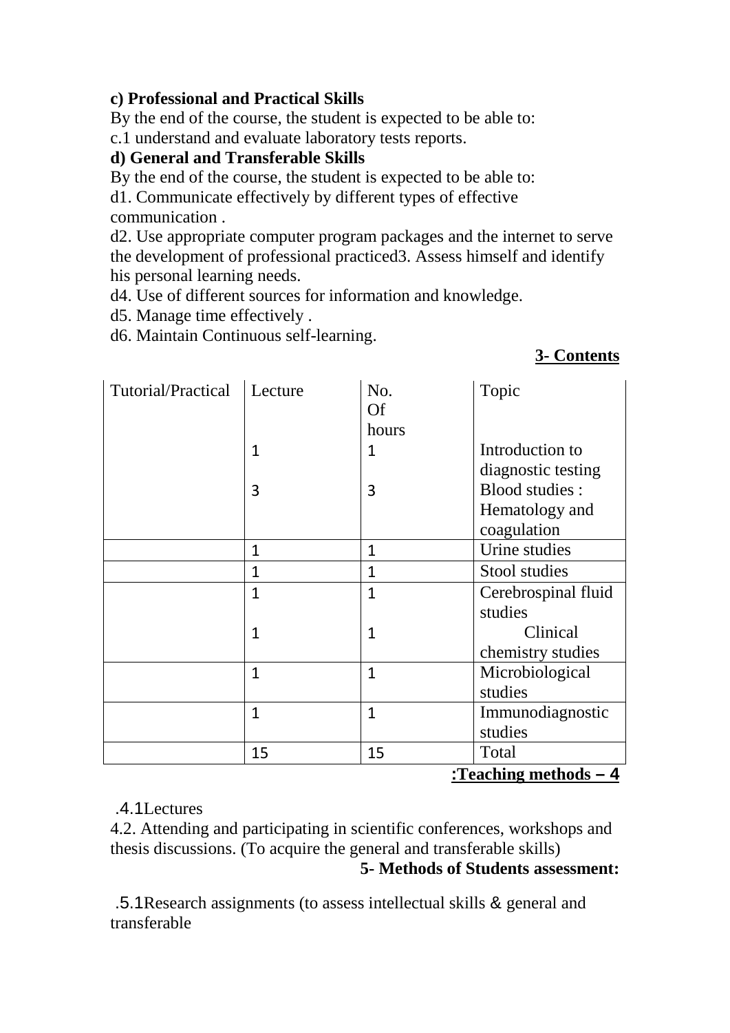**c) Professional and Practical Skills**

By the end of the course, the student is expected to be able to:

c.1 understand and evaluate laboratory tests reports.

**d) General and Transferable Skills**

By the end of the course, the student is expected to be able to:

d1. Communicate effectively by different types of effective communication .

d2. Use appropriate computer program packages and the internet to serve the development of professional practiced3. Assess himself and identify his personal learning needs.

d4. Use of different sources for information and knowledge.

d5. Manage time effectively .

d6. Maintain Continuous self-learning.

## 3- Contents

| Tutorial/Practical | Lecture | No. Of hours | Topic |
|---|---|---|---|
| | 1 | 1 | Introduction to diagnostic testing |
| | 3 | 3 | Blood studies : Hematology and coagulation |
| | 1 | 1 | Urine studies |
| | 1 | 1 | Stool studies |
| | 1 | 1 | Cerebrospinal fluid studies |
| | 1 | 1 | Clinical chemistry studies |
| | 1 | 1 | Microbiological studies |
| | 1 | 1 | Immunodiagnostic studies |
| | 15 | 15 | Total |

## 4 – Teaching methods:

4.1. Lectures

4.2. Attending and participating in scientific conferences, workshops and thesis discussions. (To acquire the general and transferable skills)

## 5- Methods of Students assessment:

5.1. Research assignments (to assess intellectual skills & general and transferable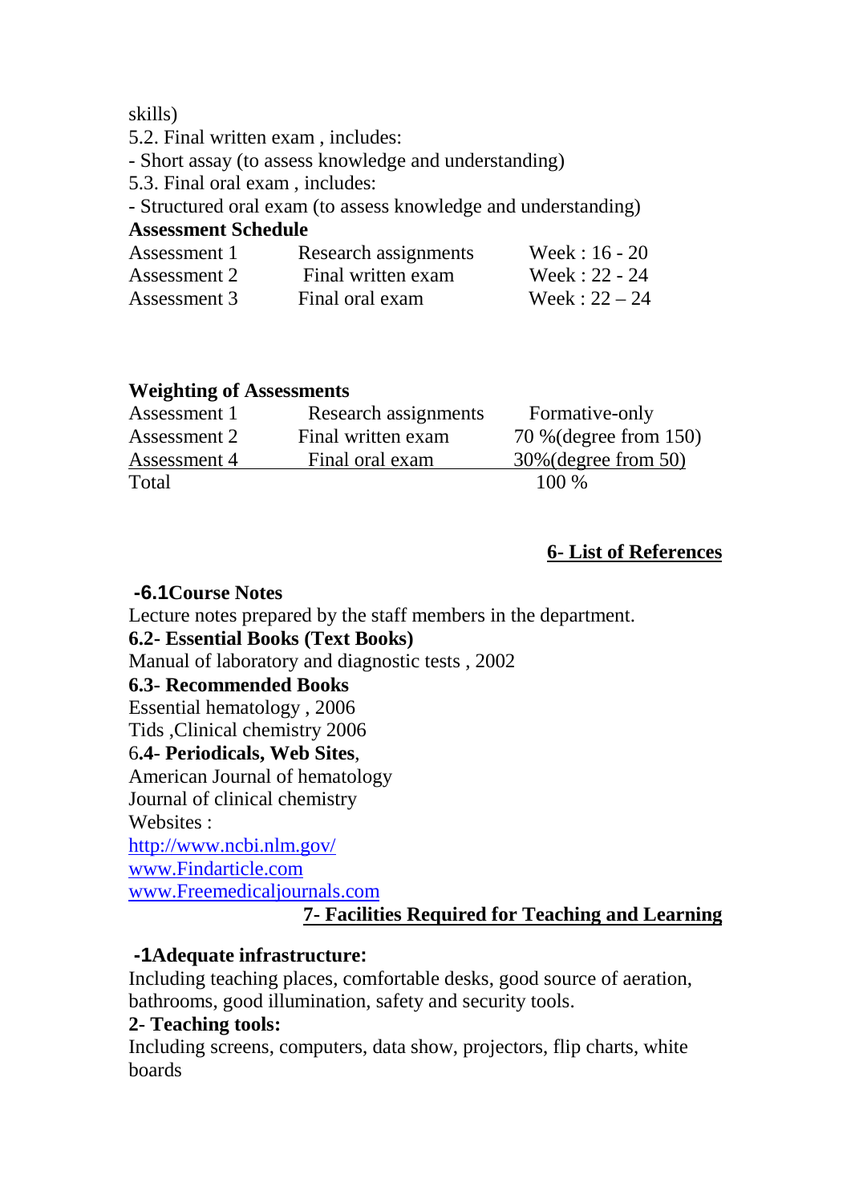skills)

5.2. Final written exam , includes:

- Short assay (to assess knowledge and understanding)

5.3. Final oral exam , includes:

- Structured oral exam (to assess knowledge and understanding)

**Assessment Schedule**

| Assessment 1 | Research assignments | Week : 16 - 20 |
|---|---|---|
| Assessment 2 | Final written exam | Week : 22 - 24 |
| Assessment 3 | Final oral exam | Week : 22 – 24 |

**Weighting of Assessments**

| Assessment 1 | Research assignments | Formative-only |
|---|---|---|
| Assessment 2 | Final written exam | 70 %(degree from 150) |
| Assessment 4 | Final oral exam | 30%(degree from 50) |
| Total | | 100 % |

## 6- List of References

**-6.1Course Notes**

Lecture notes prepared by the staff members in the department.

**6.2- Essential Books (Text Books)**

Manual of laboratory and diagnostic tests , 2002

**6.3- Recommended Books**

Essential hematology , 2006

Tids ,Clinical chemistry 2006

6**.4- Periodicals, Web Sites**,

American Journal of hematology

Journal of clinical chemistry

Websites :

http://www.ncbi.nlm.gov/

www.Findarticle.com

www.Freemedicaljournals.com

## 7- Facilities Required for Teaching and Learning

**-1Adequate infrastructure:**

Including teaching places, comfortable desks, good source of aeration, bathrooms, good illumination, safety and security tools.

**2- Teaching tools:**

Including screens, computers, data show, projectors, flip charts, white boards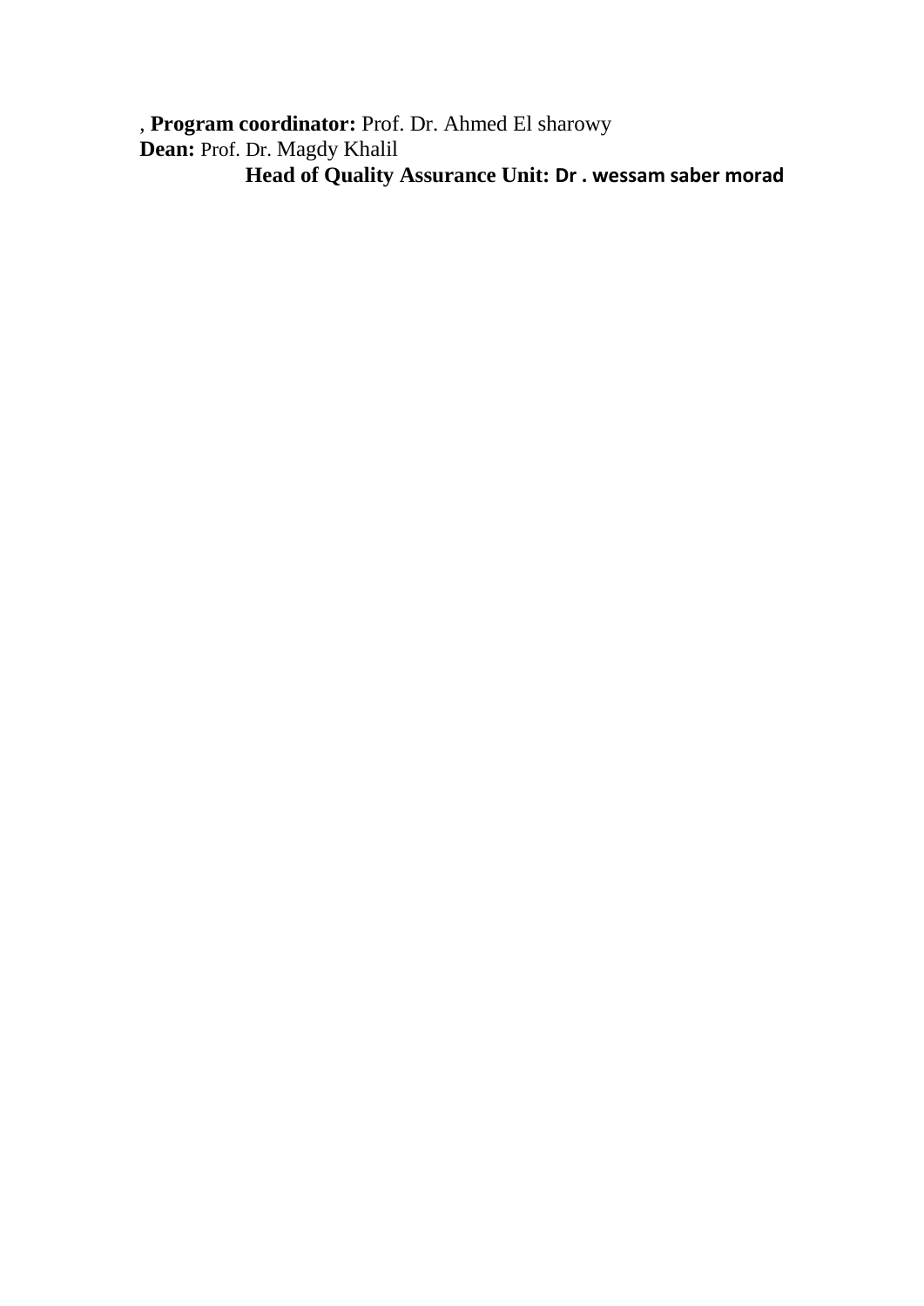, **Program coordinator:** Prof. Dr. Ahmed El sharowy
**Dean:** Prof. Dr. Magdy Khalil
**Head of Quality Assurance Unit: Dr . wessam saber morad**